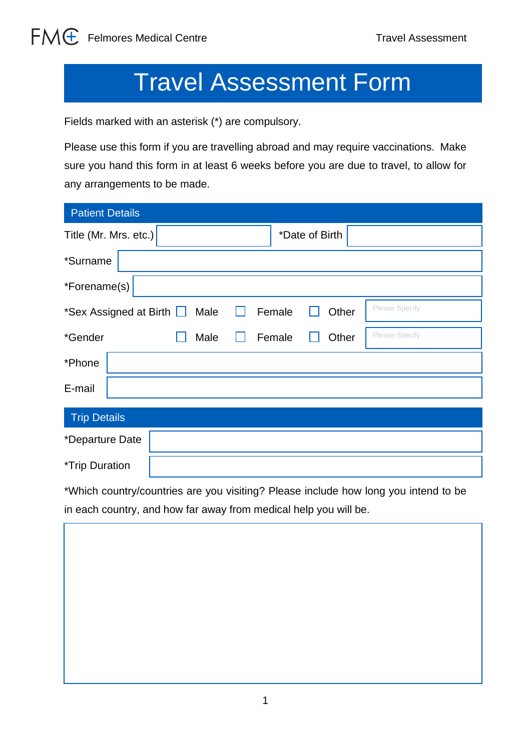# Travel Assessment Form

Fields marked with an asterisk (*) are compulsory.

Please use this form if you are travelling abroad and may require vaccinations. Make sure you hand this form in at least 6 weeks before you are due to travel, to allow for any arrangements to be made.

## Patient Details

| | | | |
|---|---|---|---|
| Title (Mr. Mrs. etc.) | | *Date of Birth | |
| *Surname | | | |
| *Forename(s) | | | |
| *Sex Assigned at Birth | ☐ Male ☐ Female ☐ Other | Please Specify | |
| *Gender | ☐ Male ☐ Female ☐ Other | Please Specify | |
| *Phone | | | |
| E-mail | | | |

## Trip Details

| | |
|---|---|
| *Departure Date | |
| *Trip Duration | |

*Which country/countries are you visiting? Please include how long you intend to be in each country, and how far away from medical help you will be.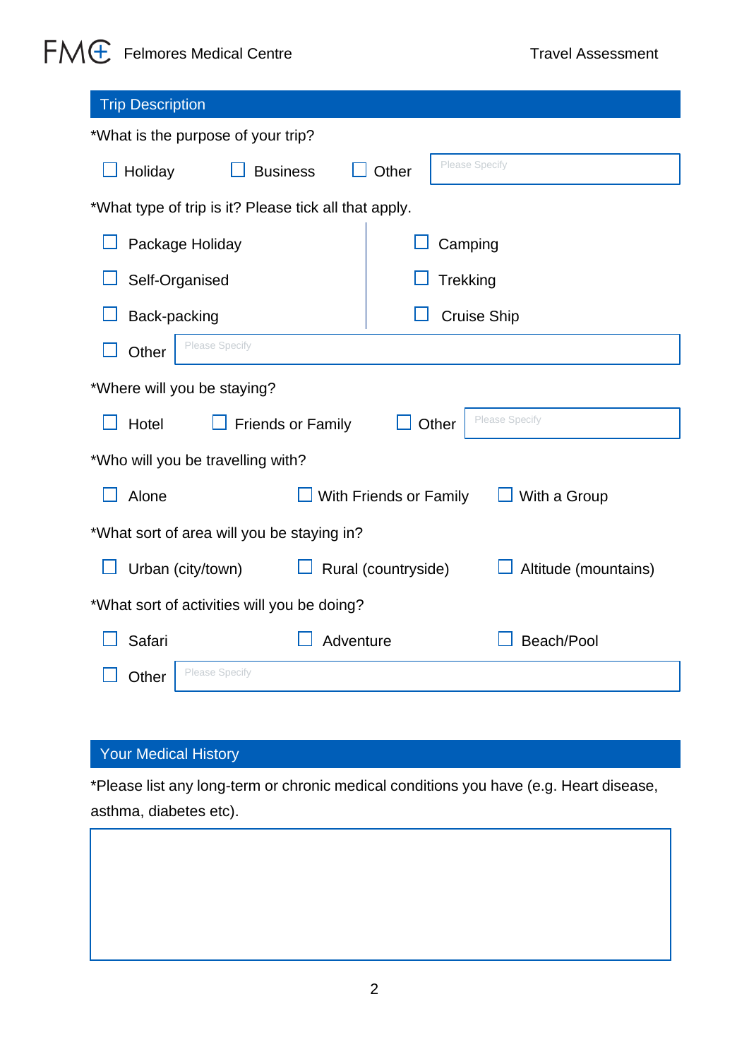## Trip Description

*What is the purpose of your trip?

☐ Holiday ☐ Business ☐ Other [Please Specify]

*What type of trip is it? Please tick all that apply.

☐ Package Holiday
☐ Self-Organised
☐ Back-packing
☐ Camping
☐ Trekking
☐ Cruise Ship
☐ Other [Please Specify]

*Where will you be staying?

☐ Hotel ☐ Friends or Family ☐ Other [Please Specify]

*Who will you be travelling with?

☐ Alone ☐ With Friends or Family ☐ With a Group

*What sort of area will you be staying in?

☐ Urban (city/town) ☐ Rural (countryside) ☐ Altitude (mountains)

*What sort of activities will you be doing?

☐ Safari ☐ Adventure ☐ Beach/Pool
☐ Other [Please Specify]

## Your Medical History

*Please list any long-term or chronic medical conditions you have (e.g. Heart disease, asthma, diabetes etc).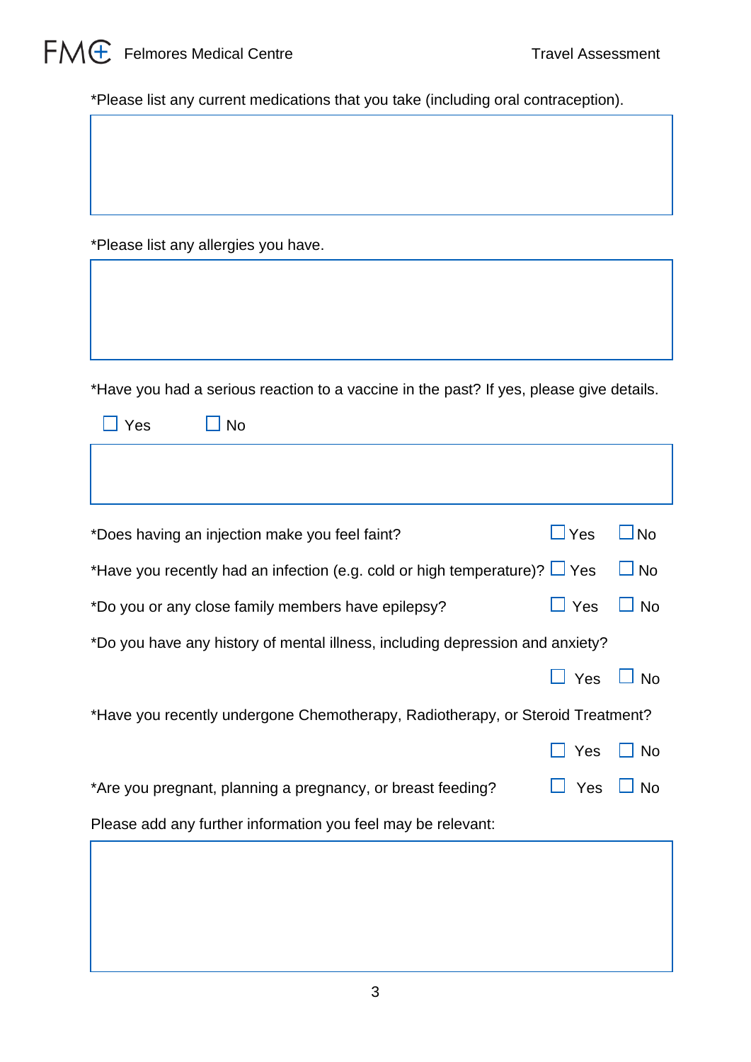*Please list any current medications that you take (including oral contraception).

*Please list any allergies you have.

*Have you had a serious reaction to a vaccine in the past? If yes, please give details.

☐ Yes ☐ No

*Does having an injection make you feel faint? ☐ Yes ☐ No

*Have you recently had an infection (e.g. cold or high temperature)? ☐ Yes ☐ No

*Do you or any close family members have epilepsy? ☐ Yes ☐ No

*Do you have any history of mental illness, including depression and anxiety?

☐ Yes ☐ No

*Have you recently undergone Chemotherapy, Radiotherapy, or Steroid Treatment?

☐ Yes ☐ No

*Are you pregnant, planning a pregnancy, or breast feeding? ☐ Yes ☐ No

Please add any further information you feel may be relevant: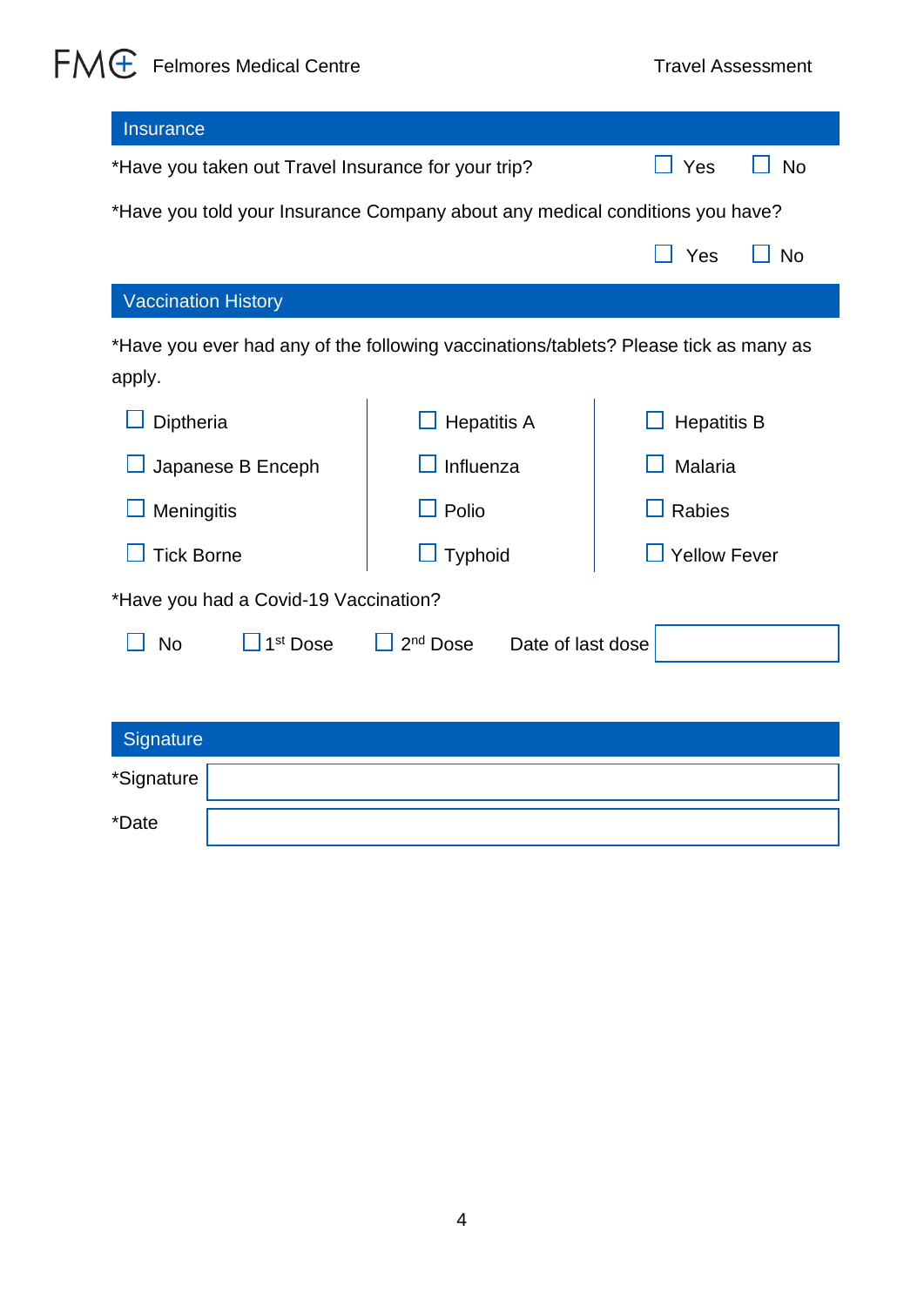## Insurance

*Have you taken out Travel Insurance for your trip? ☐ Yes ☐ No

*Have you told your Insurance Company about any medical conditions you have?

☐ Yes ☐ No

## Vaccination History

*Have you ever had any of the following vaccinations/tablets? Please tick as many as apply.

| | | |
|---|---|---|
| ☐ Diptheria | ☐ Hepatitis A | ☐ Hepatitis B |
| ☐ Japanese B Enceph | ☐ Influenza | ☐ Malaria |
| ☐ Meningitis | ☐ Polio | ☐ Rabies |
| ☐ Tick Borne | ☐ Typhoid | ☐ Yellow Fever |

*Have you had a Covid-19 Vaccination?

☐ No ☐ 1st Dose ☐ 2nd Dose Date of last dose ____________

## Signature

*Signature ____________

*Date ____________